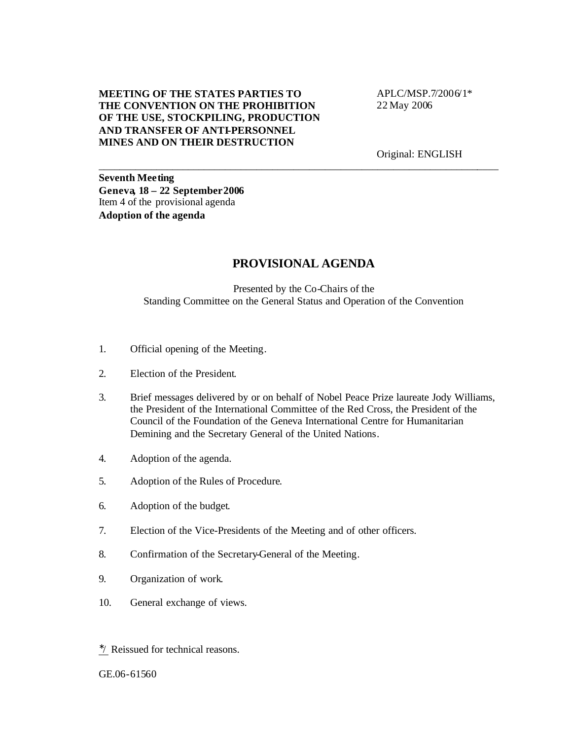**MEETING OF THE STATES PARTIES TO THE CONVENTION ON THE PROHIBITION OF THE USE, STOCKPILING, PRODUCTION AND TRANSFER OF ANTI-PERSONNEL MINES AND ON THEIR DESTRUCTION**

APLC/MSP.7/2006/1*
22 May 2006

Original: ENGLISH

---

**Seventh Meeting**
**Geneva, 18 – 22 September 2006**
Item 4 of the provisional agenda
**Adoption of the agenda**

## PROVISIONAL AGENDA

Presented by the Co-Chairs of the
Standing Committee on the General Status and Operation of the Convention

1. Official opening of the Meeting.

2. Election of the President.

3. Brief messages delivered by or on behalf of Nobel Peace Prize laureate Jody Williams, the President of the International Committee of the Red Cross, the President of the Council of the Foundation of the Geneva International Centre for Humanitarian Demining and the Secretary General of the United Nations.

4. Adoption of the agenda.

5. Adoption of the Rules of Procedure.

6. Adoption of the budget.

7. Election of the Vice-Presidents of the Meeting and of other officers.

8. Confirmation of the Secretary-General of the Meeting.

9. Organization of work.

10. General exchange of views.

*/ Reissued for technical reasons.

GE.06-61560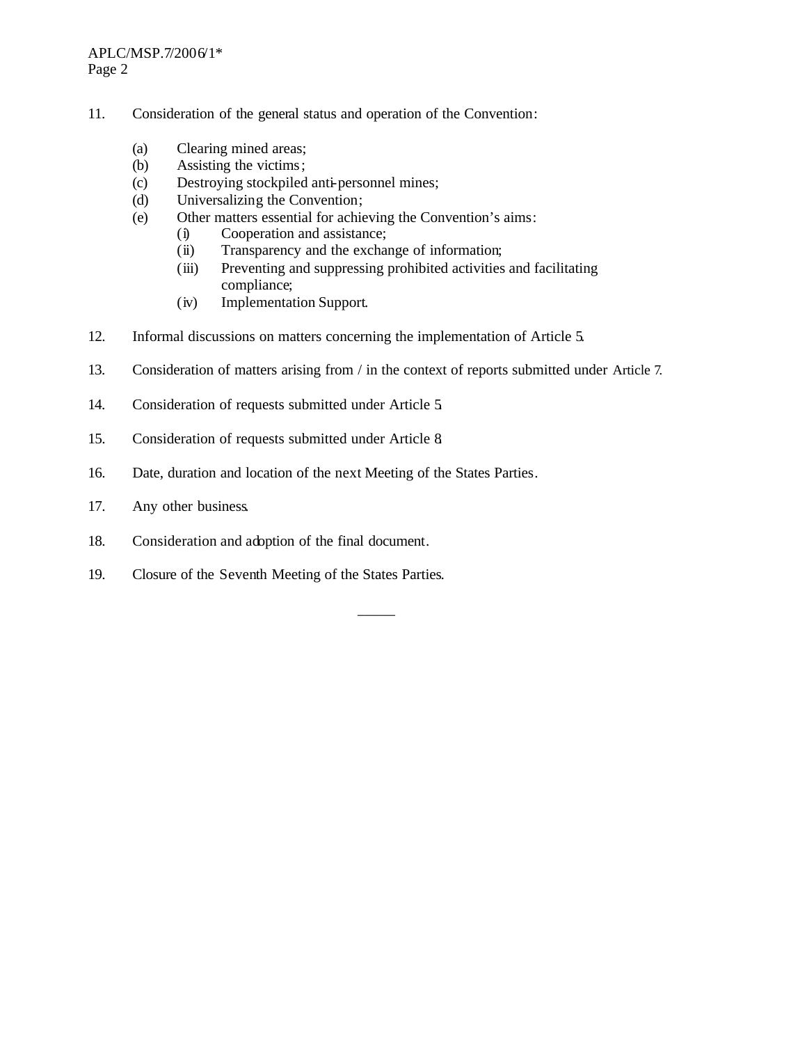11. Consideration of the general status and operation of the Convention:

    (a) Clearing mined areas;
    (b) Assisting the victims;
    (c) Destroying stockpiled anti-personnel mines;
    (d) Universalizing the Convention;
    (e) Other matters essential for achieving the Convention's aims:
        (i) Cooperation and assistance;
        (ii) Transparency and the exchange of information;
        (iii) Preventing and suppressing prohibited activities and facilitating compliance;
        (iv) Implementation Support.

12. Informal discussions on matters concerning the implementation of Article 5.

13. Consideration of matters arising from / in the context of reports submitted under Article 7.

14. Consideration of requests submitted under Article 5.

15. Consideration of requests submitted under Article 8.

16. Date, duration and location of the next Meeting of the States Parties.

17. Any other business.

18. Consideration and adoption of the final document.

19. Closure of the Seventh Meeting of the States Parties.

-----